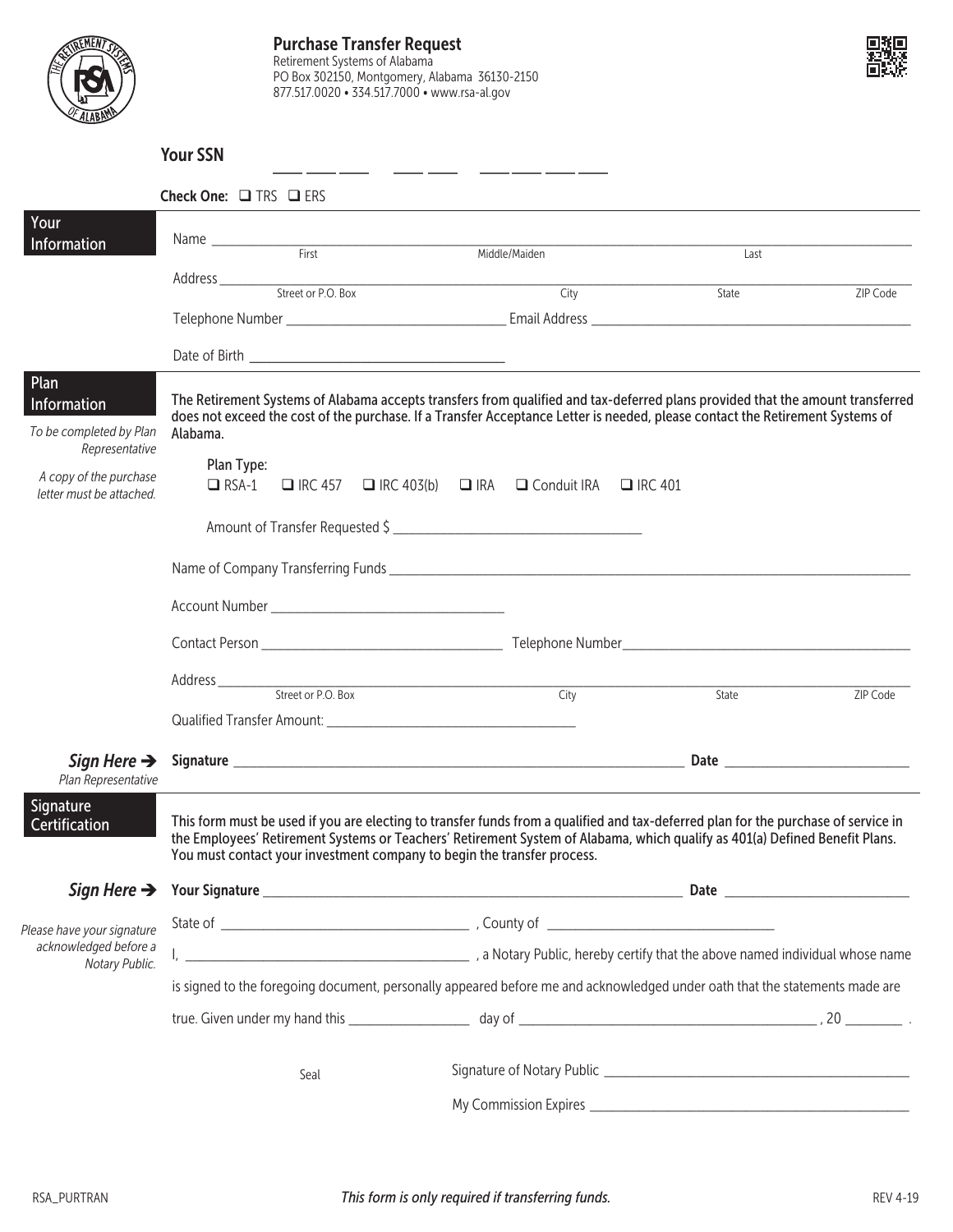# Purchase Transfer Request

Retirement Systems of Alabama
PO Box 302150, Montgomery, Alabama 36130-2150
877.517.0020 • 334.517.7000 • www.rsa-al.gov

**Your SSN** ___ ___ ___ - ___ ___ - ___ ___ ___ ___

**Check One:** ❑ TRS ❑ ERS

## Your Information

Name ______________________________________________
First / Middle/Maiden / Last

Address ______________________________________________
Street or P.O. Box / City / State / ZIP Code

Telephone Number ____________________ Email Address ____________________

Date of Birth ____________________

## Plan Information

*To be completed by Plan Representative*

*A copy of the purchase letter must be attached.*

**The Retirement Systems of Alabama accepts transfers from qualified and tax-deferred plans provided that the amount transferred does not exceed the cost of the purchase. If a Transfer Acceptance Letter is needed, please contact the Retirement Systems of Alabama.**

Plan Type:
❑ RSA-1 ❑ IRC 457 ❑ IRC 403(b) ❑ IRA ❑ Conduit IRA ❑ IRC 401

Amount of Transfer Requested $ ____________________

Name of Company Transferring Funds ____________________

Account Number ____________________

Contact Person ____________________ Telephone Number ____________________

Address ______________________________________________
Street or P.O. Box / City / State / ZIP Code

Qualified Transfer Amount: ____________________

***Sign Here*** ➔ *Plan Representative* **Signature** ____________________ **Date** ____________________

## Signature Certification

**This form must be used if you are electing to transfer funds from a qualified and tax-deferred plan for the purchase of service in the Employees' Retirement Systems or Teachers' Retirement System of Alabama, which qualify as 401(a) Defined Benefit Plans. You must contact your investment company to begin the transfer process.**

***Sign Here*** ➔ **Your Signature** ____________________ **Date** ____________________

*Please have your signature acknowledged before a Notary Public.*

State of ____________________ , County of ____________________

I, ____________________ , a Notary Public, hereby certify that the above named individual whose name is signed to the foregoing document, personally appeared before me and acknowledged under oath that the statements made are true. Given under my hand this __________ day of ____________________ , 20 ________ .

Seal

Signature of Notary Public ____________________

My Commission Expires ____________________

RSA_PURTRAN

*This form is only required if transferring funds.*

REV 4-19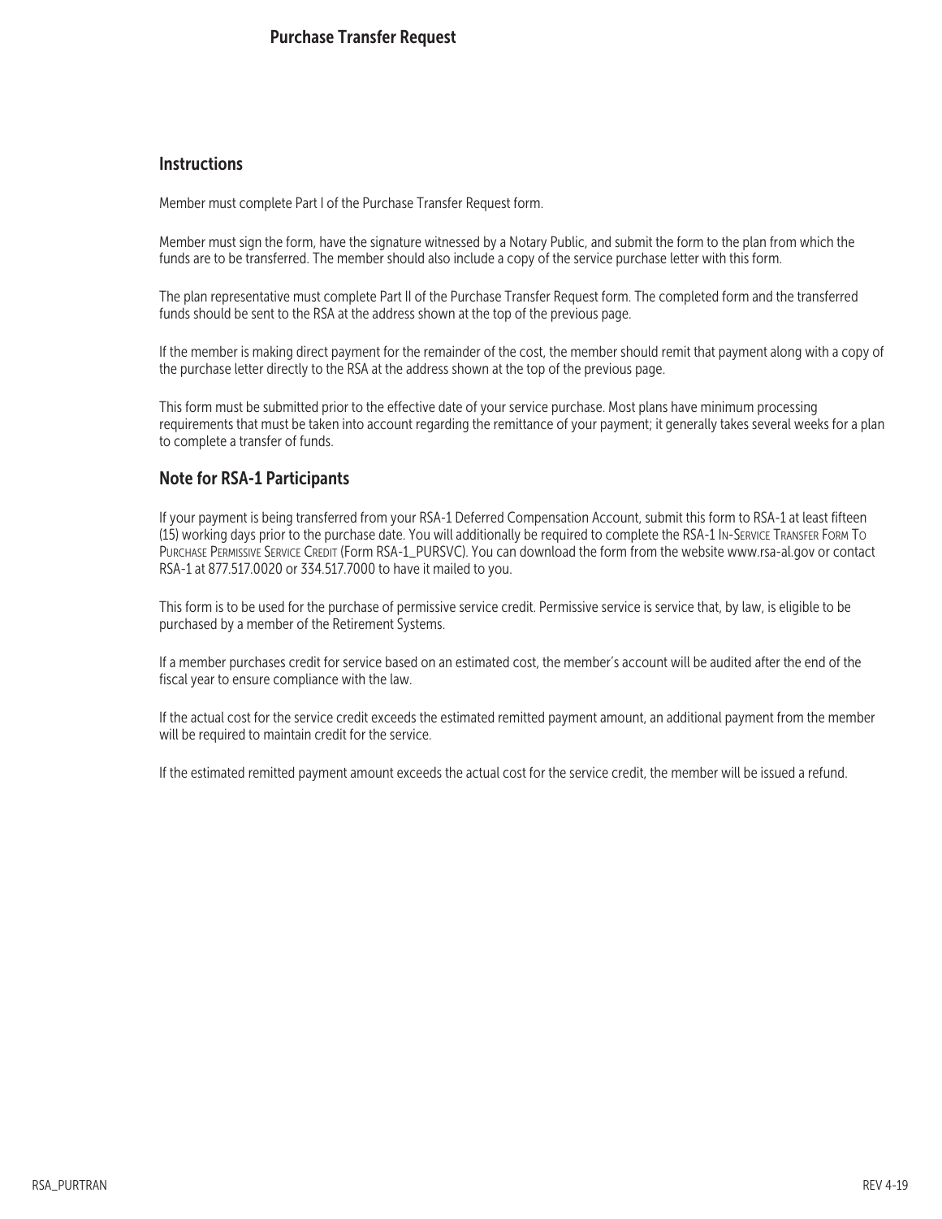# Purchase Transfer Request

## Instructions

Member must complete Part I of the Purchase Transfer Request form.

Member must sign the form, have the signature witnessed by a Notary Public, and submit the form to the plan from which the funds are to be transferred. The member should also include a copy of the service purchase letter with this form.

The plan representative must complete Part II of the Purchase Transfer Request form. The completed form and the transferred funds should be sent to the RSA at the address shown at the top of the previous page.

If the member is making direct payment for the remainder of the cost, the member should remit that payment along with a copy of the purchase letter directly to the RSA at the address shown at the top of the previous page.

This form must be submitted prior to the effective date of your service purchase. Most plans have minimum processing requirements that must be taken into account regarding the remittance of your payment; it generally takes several weeks for a plan to complete a transfer of funds.

## Note for RSA-1 Participants

If your payment is being transferred from your RSA-1 Deferred Compensation Account, submit this form to RSA-1 at least fifteen (15) working days prior to the purchase date. You will additionally be required to complete the RSA-1 In-Service Transfer Form To Purchase Permissive Service Credit (Form RSA-1_PURSVC). You can download the form from the website www.rsa-al.gov or contact RSA-1 at 877.517.0020 or 334.517.7000 to have it mailed to you.

This form is to be used for the purchase of permissive service credit. Permissive service is service that, by law, is eligible to be purchased by a member of the Retirement Systems.

If a member purchases credit for service based on an estimated cost, the member's account will be audited after the end of the fiscal year to ensure compliance with the law.

If the actual cost for the service credit exceeds the estimated remitted payment amount, an additional payment from the member will be required to maintain credit for the service.

If the estimated remitted payment amount exceeds the actual cost for the service credit, the member will be issued a refund.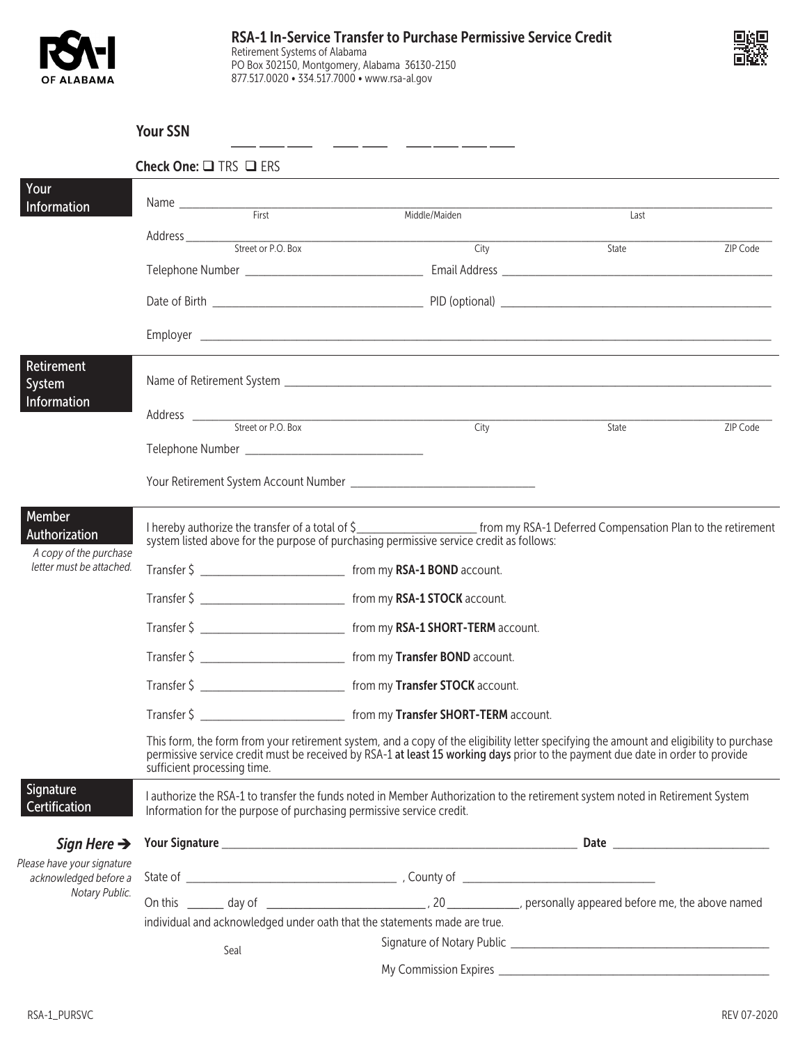# RSA-1 In-Service Transfer to Purchase Permissive Service Credit

Retirement Systems of Alabama
PO Box 302150, Montgomery, Alabama 36130-2150
877.517.0020 • 334.517.7000 • www.rsa-al.gov

**Your SSN** ___ ___ ___ ___ ___ ___ ___ ___ ___

**Check One:** ☐ TRS ☐ ERS

## Your Information

Name ______________________________________________
First Middle/Maiden Last

Address ______________________________________________
Street or P.O. Box City State ZIP Code

Telephone Number ____________________ Email Address ____________________

Date of Birth ____________________ PID (optional) ____________________

Employer ______________________________________________

## Retirement System Information

Name of Retirement System ______________________________________________

Address ______________________________________________
Street or P.O. Box City State ZIP Code

Telephone Number ____________________

Your Retirement System Account Number ____________________

## Member Authorization

*A copy of the purchase letter must be attached.*

I hereby authorize the transfer of a total of $____________ from my RSA-1 Deferred Compensation Plan to the retirement system listed above for the purpose of purchasing permissive service credit as follows:

Transfer $ ____________ from my **RSA-1 BOND** account.

Transfer $ ____________ from my **RSA-1 STOCK** account.

Transfer $ ____________ from my **RSA-1 SHORT-TERM** account.

Transfer $ ____________ from my **Transfer BOND** account.

Transfer $ ____________ from my **Transfer STOCK** account.

Transfer $ ____________ from my **Transfer SHORT-TERM** account.

This form, the form from your retirement system, and a copy of the eligibility letter specifying the amount and eligibility to purchase permissive service credit must be received by RSA-1 **at least 15 working days** prior to the payment due date in order to provide sufficient processing time.

## Signature Certification

I authorize the RSA-1 to transfer the funds noted in Member Authorization to the retirement system noted in Retirement System Information for the purpose of purchasing permissive service credit.

***Sign Here →***

*Please have your signature acknowledged before a Notary Public.*

**Your Signature** ______________________________ **Date** ____________

State of ____________________, County of ____________________

On this ______ day of ____________________, 20 ________, personally appeared before me, the above named individual and acknowledged under oath that the statements made are true.

Seal

Signature of Notary Public ______________________________

My Commission Expires ______________________________

RSA-1_PURSVC REV 07-2020